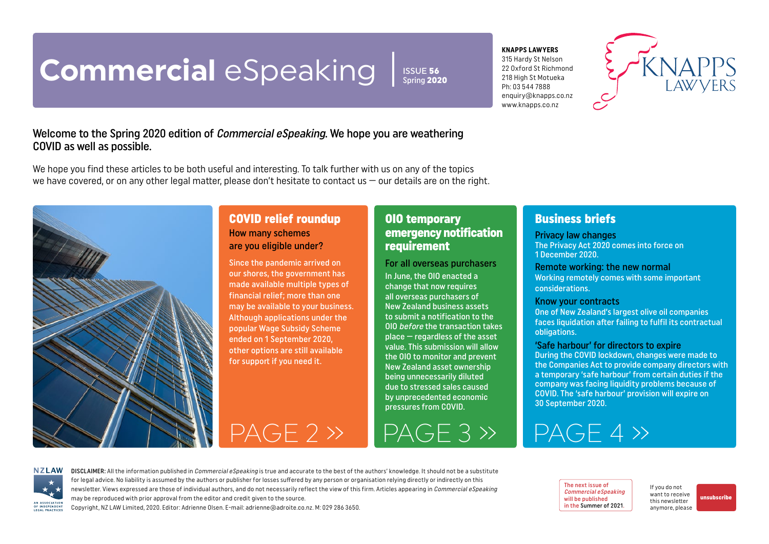# Commercial eSpeaking

ISSUE 56
Spring 2020

**KNAPPS LAWYERS**
315 Hardy St Nelson
22 Oxford St Richmond
218 High St Motueka
Ph: 03 544 7888
enquiry@knapps.co.nz
www.knapps.co.nz

**Welcome to the Spring 2020 edition of *Commercial eSpeaking*. We hope you are weathering COVID as well as possible.**

We hope you find these articles to be both useful and interesting. To talk further with us on any of the topics we have covered, or on any other legal matter, please don't hesitate to contact us — our details are on the right.

## COVID relief roundup

### How many schemes are you eligible under?

Since the pandemic arrived on our shores, the government has made available multiple types of financial relief; more than one may be available to your business. Although applications under the popular Wage Subsidy Scheme ended on 1 September 2020, other options are still available for support if you need it.

PAGE 2 »

## OIO temporary emergency notification requirement

### For all overseas purchasers

In June, the OIO enacted a change that now requires all overseas purchasers of New Zealand business assets to submit a notification to the OIO *before* the transaction takes place — regardless of the asset value. This submission will allow the OIO to monitor and prevent New Zealand asset ownership being unnecessarily diluted due to stressed sales caused by unprecedented economic pressures from COVID.

PAGE 3 »

## Business briefs

### Privacy law changes

The Privacy Act 2020 comes into force on 1 December 2020.

### Remote working: the new normal

Working remotely comes with some important considerations.

### Know your contracts

One of New Zealand's largest olive oil companies faces liquidation after failing to fulfil its contractual obligations.

### 'Safe harbour' for directors to expire

During the COVID lockdown, changes were made to the Companies Act to provide company directors with a temporary 'safe harbour' from certain duties if the company was facing liquidity problems because of COVID. The 'safe harbour' provision will expire on 30 September 2020.

PAGE 4 »

**DISCLAIMER:** All the information published in *Commercial eSpeaking* is true and accurate to the best of the authors' knowledge. It should not be a substitute for legal advice. No liability is assumed by the authors or publisher for losses suffered by any person or organisation relying directly or indirectly on this newsletter. Views expressed are those of individual authors, and do not necessarily reflect the view of this firm. Articles appearing in *Commercial eSpeaking* may be reproduced with prior approval from the editor and credit given to the source.
Copyright, NZ LAW Limited, 2020. Editor: Adrienne Olsen. E-mail: adrienne@adroite.co.nz. M: 029 286 3650.

The next issue of *Commercial eSpeaking* will be published in the Summer of 2021.

If you do not want to receive this newsletter anymore, please unsubscribe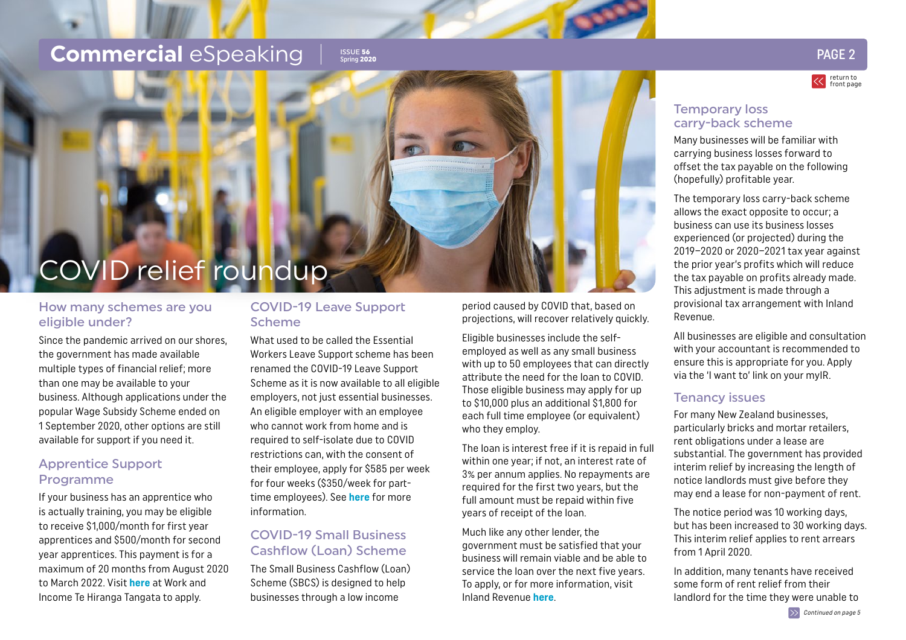# COVID relief roundup

## How many schemes are you eligible under?

Since the pandemic arrived on our shores, the government has made available multiple types of financial relief; more than one may be available to your business. Although applications under the popular Wage Subsidy Scheme ended on 1 September 2020, other options are still available for support if you need it.

## Apprentice Support Programme

If your business has an apprentice who is actually training, you may be eligible to receive $1,000/month for first year apprentices and $500/month for second year apprentices. This payment is for a maximum of 20 months from August 2020 to March 2022. Visit **here** at Work and Income Te Hiranga Tangata to apply.

## COVID-19 Leave Support Scheme

What used to be called the Essential Workers Leave Support scheme has been renamed the COVID-19 Leave Support Scheme as it is now available to all eligible employers, not just essential businesses. An eligible employer with an employee who cannot work from home and is required to self-isolate due to COVID restrictions can, with the consent of their employee, apply for $585 per week for four weeks ($350/week for part-time employees). See **here** for more information.

## COVID-19 Small Business Cashflow (Loan) Scheme

The Small Business Cashflow (Loan) Scheme (SBCS) is designed to help businesses through a low income period caused by COVID that, based on projections, will recover relatively quickly.

Eligible businesses include the self-employed as well as any small business with up to 50 employees that can directly attribute the need for the loan to COVID. Those eligible business may apply for up to $10,000 plus an additional $1,800 for each full time employee (or equivalent) who they employ.

The loan is interest free if it is repaid in full within one year; if not, an interest rate of 3% per annum applies. No repayments are required for the first two years, but the full amount must be repaid within five years of receipt of the loan.

Much like any other lender, the government must be satisfied that your business will remain viable and be able to service the loan over the next five years. To apply, or for more information, visit Inland Revenue **here**.

## Temporary loss carry-back scheme

Many businesses will be familiar with carrying business losses forward to offset the tax payable on the following (hopefully) profitable year.

The temporary loss carry-back scheme allows the exact opposite to occur; a business can use its business losses experienced (or projected) during the 2019–2020 or 2020–2021 tax year against the prior year's profits which will reduce the tax payable on profits already made. This adjustment is made through a provisional tax arrangement with Inland Revenue.

All businesses are eligible and consultation with your accountant is recommended to ensure this is appropriate for you. Apply via the 'I want to' link on your myIR.

## Tenancy issues

For many New Zealand businesses, particularly bricks and mortar retailers, rent obligations under a lease are substantial. The government has provided interim relief by increasing the length of notice landlords must give before they may end a lease for non-payment of rent.

The notice period was 10 working days, but has been increased to 30 working days. This interim relief applies to rent arrears from 1 April 2020.

In addition, many tenants have received some form of rent relief from their landlord for the time they were unable to

*Continued on page 5*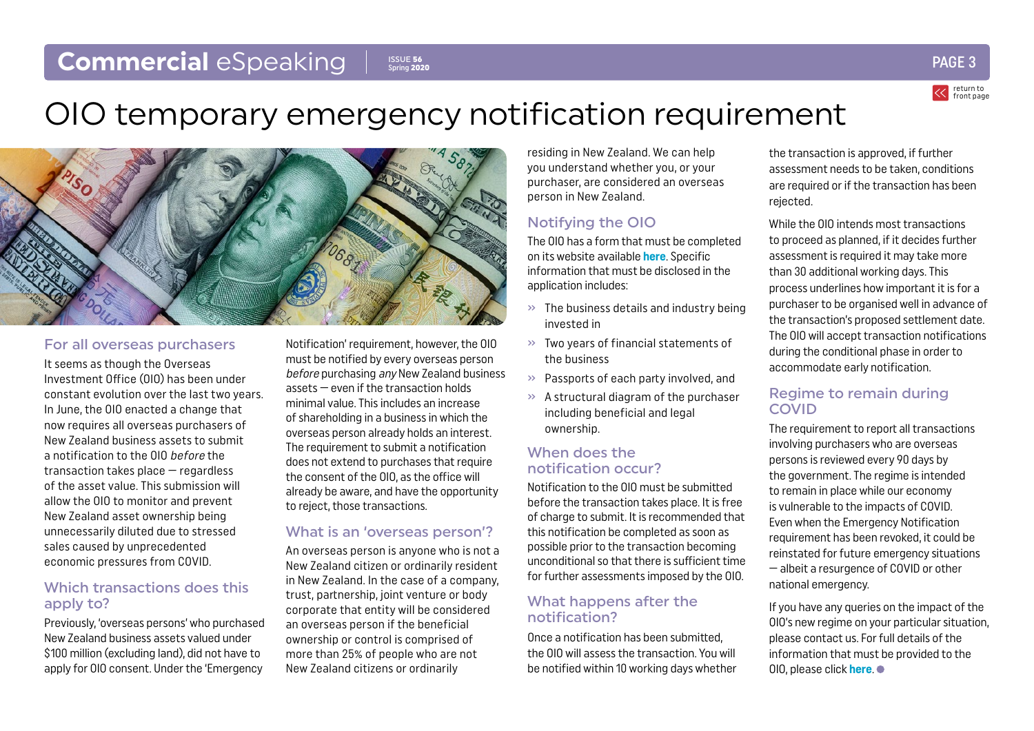# OIO temporary emergency notification requirement

## For all overseas purchasers

It seems as though the Overseas Investment Office (OIO) has been under constant evolution over the last two years. In June, the OIO enacted a change that now requires all overseas purchasers of New Zealand business assets to submit a notification to the OIO *before* the transaction takes place — regardless of the asset value. This submission will allow the OIO to monitor and prevent New Zealand asset ownership being unnecessarily diluted due to stressed sales caused by unprecedented economic pressures from COVID.

## Which transactions does this apply to?

Previously, 'overseas persons' who purchased New Zealand business assets valued under $100 million (excluding land), did not have to apply for OIO consent. Under the 'Emergency Notification' requirement, however, the OIO must be notified by every overseas person *before* purchasing *any* New Zealand business assets — even if the transaction holds minimal value. This includes an increase of shareholding in a business in which the overseas person already holds an interest. The requirement to submit a notification does not extend to purchases that require the consent of the OIO, as the office will already be aware, and have the opportunity to reject, those transactions.

## What is an 'overseas person'?

An overseas person is anyone who is not a New Zealand citizen or ordinarily resident in New Zealand. In the case of a company, trust, partnership, joint venture or body corporate that entity will be considered an overseas person if the beneficial ownership or control is comprised of more than 25% of people who are not New Zealand citizens or ordinarily residing in New Zealand. We can help you understand whether you, or your purchaser, are considered an overseas person in New Zealand.

## Notifying the OIO

The OIO has a form that must be completed on its website available **here**. Specific information that must be disclosed in the application includes:

- The business details and industry being invested in
- Two years of financial statements of the business
- Passports of each party involved, and
- A structural diagram of the purchaser including beneficial and legal ownership.

## When does the notification occur?

Notification to the OIO must be submitted before the transaction takes place. It is free of charge to submit. It is recommended that this notification be completed as soon as possible prior to the transaction becoming unconditional so that there is sufficient time for further assessments imposed by the OIO.

## What happens after the notification?

Once a notification has been submitted, the OIO will assess the transaction. You will be notified within 10 working days whether the transaction is approved, if further assessment needs to be taken, conditions are required or if the transaction has been rejected.

While the OIO intends most transactions to proceed as planned, if it decides further assessment is required it may take more than 30 additional working days. This process underlines how important it is for a purchaser to be organised well in advance of the transaction's proposed settlement date. The OIO will accept transaction notifications during the conditional phase in order to accommodate early notification.

## Regime to remain during COVID

The requirement to report all transactions involving purchasers who are overseas persons is reviewed every 90 days by the government. The regime is intended to remain in place while our economy is vulnerable to the impacts of COVID. Even when the Emergency Notification requirement has been revoked, it could be reinstated for future emergency situations — albeit a resurgence of COVID or other national emergency.

If you have any queries on the impact of the OIO's new regime on your particular situation, please contact us. For full details of the information that must be provided to the OIO, please click **here**.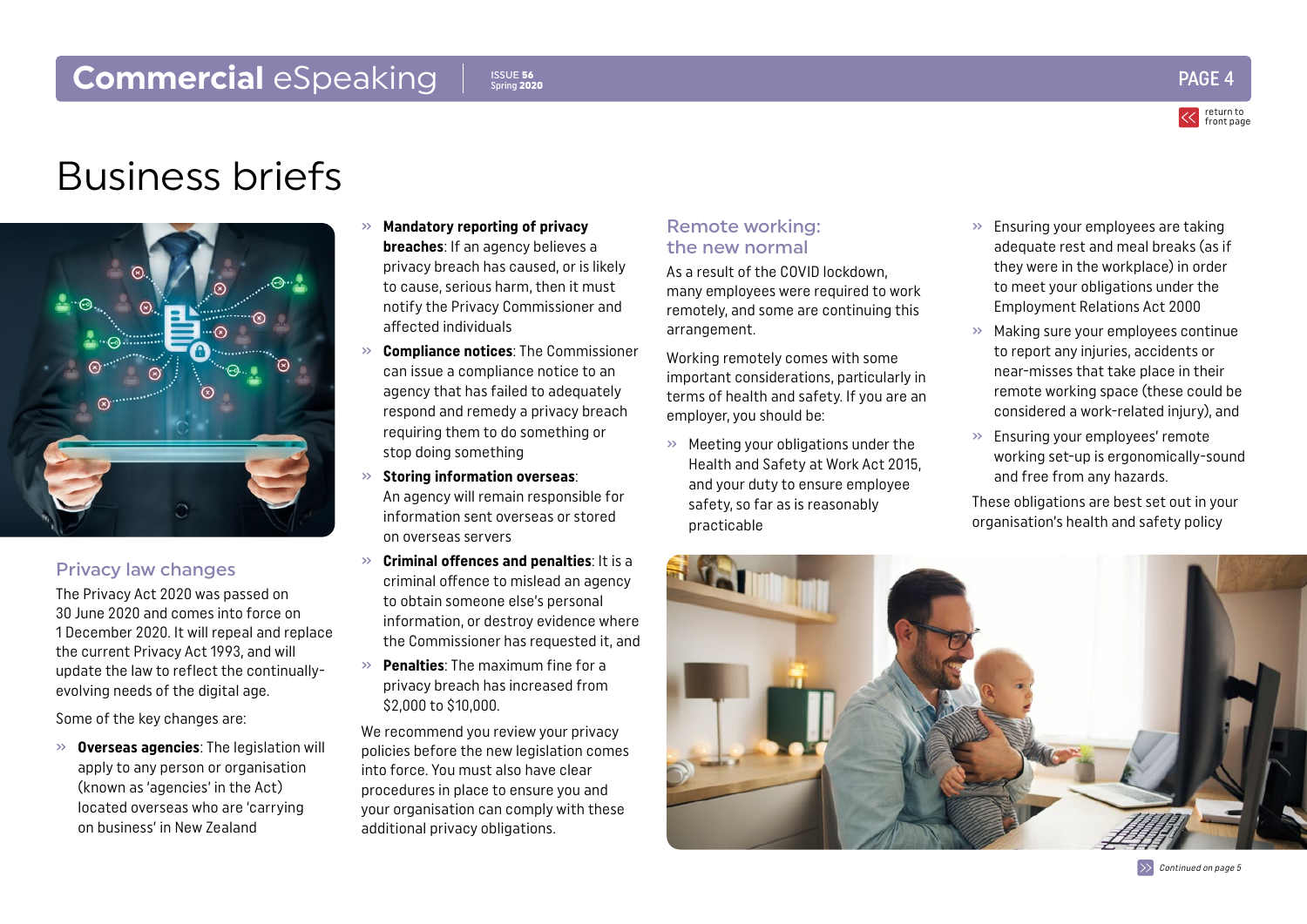# Business briefs

## Privacy law changes

The Privacy Act 2020 was passed on 30 June 2020 and comes into force on 1 December 2020. It will repeal and replace the current Privacy Act 1993, and will update the law to reflect the continually-evolving needs of the digital age.

Some of the key changes are:

- **Overseas agencies**: The legislation will apply to any person or organisation (known as 'agencies' in the Act) located overseas who are 'carrying on business' in New Zealand
- **Mandatory reporting of privacy breaches**: If an agency believes a privacy breach has caused, or is likely to cause, serious harm, then it must notify the Privacy Commissioner and affected individuals
- **Compliance notices**: The Commissioner can issue a compliance notice to an agency that has failed to adequately respond and remedy a privacy breach requiring them to do something or stop doing something
- **Storing information overseas**: An agency will remain responsible for information sent overseas or stored on overseas servers
- **Criminal offences and penalties**: It is a criminal offence to mislead an agency to obtain someone else's personal information, or destroy evidence where the Commissioner has requested it, and
- **Penalties**: The maximum fine for a privacy breach has increased from $2,000 to $10,000.

We recommend you review your privacy policies before the new legislation comes into force. You must also have clear procedures in place to ensure you and your organisation can comply with these additional privacy obligations.

## Remote working: the new normal

As a result of the COVID lockdown, many employees were required to work remotely, and some are continuing this arrangement.

Working remotely comes with some important considerations, particularly in terms of health and safety. If you are an employer, you should be:

- Meeting your obligations under the Health and Safety at Work Act 2015, and your duty to ensure employee safety, so far as is reasonably practicable
- Ensuring your employees are taking adequate rest and meal breaks (as if they were in the workplace) in order to meet your obligations under the Employment Relations Act 2000
- Making sure your employees continue to report any injuries, accidents or near-misses that take place in their remote working space (these could be considered a work-related injury), and
- Ensuring your employees' remote working set-up is ergonomically-sound and free from any hazards.

These obligations are best set out in your organisation's health and safety policy

*Continued on page 5*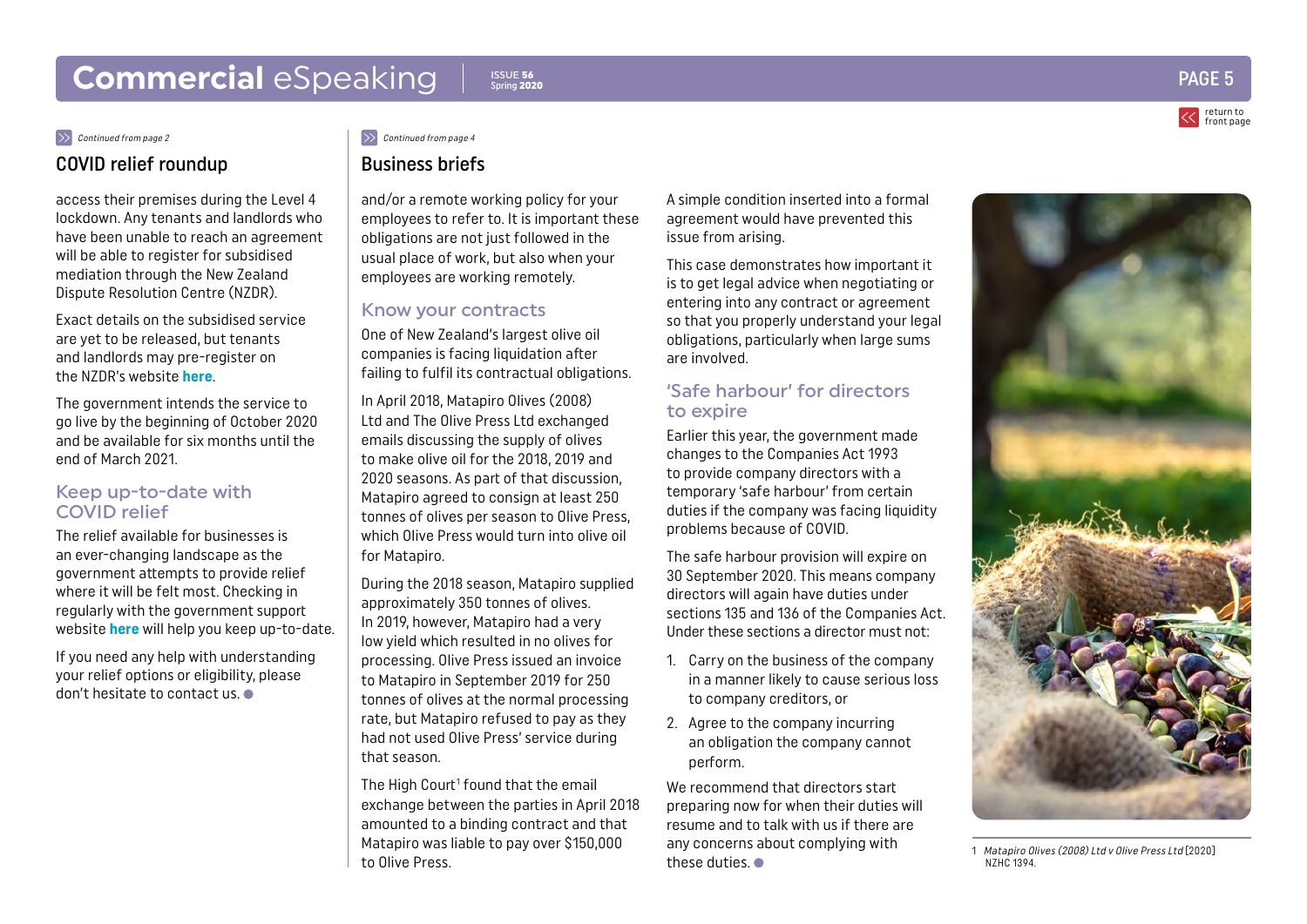*Continued from page 2*

## COVID relief roundup

access their premises during the Level 4 lockdown. Any tenants and landlords who have been unable to reach an agreement will be able to register for subsidised mediation through the New Zealand Dispute Resolution Centre (NZDR).

Exact details on the subsidised service are yet to be released, but tenants and landlords may pre-register on the NZDR's website **here**.

The government intends the service to go live by the beginning of October 2020 and be available for six months until the end of March 2021.

### Keep up-to-date with COVID relief

The relief available for businesses is an ever-changing landscape as the government attempts to provide relief where it will be felt most. Checking in regularly with the government support website **here** will help you keep up-to-date.

If you need any help with understanding your relief options or eligibility, please don't hesitate to contact us.

*Continued from page 4*

## Business briefs

and/or a remote working policy for your employees to refer to. It is important these obligations are not just followed in the usual place of work, but also when your employees are working remotely.

### Know your contracts

One of New Zealand's largest olive oil companies is facing liquidation after failing to fulfil its contractual obligations.

In April 2018, Matapiro Olives (2008) Ltd and The Olive Press Ltd exchanged emails discussing the supply of olives to make olive oil for the 2018, 2019 and 2020 seasons. As part of that discussion, Matapiro agreed to consign at least 250 tonnes of olives per season to Olive Press, which Olive Press would turn into olive oil for Matapiro.

During the 2018 season, Matapiro supplied approximately 350 tonnes of olives. In 2019, however, Matapiro had a very low yield which resulted in no olives for processing. Olive Press issued an invoice to Matapiro in September 2019 for 250 tonnes of olives at the normal processing rate, but Matapiro refused to pay as they had not used Olive Press' service during that season.

The High Court[1] found that the email exchange between the parties in April 2018 amounted to a binding contract and that Matapiro was liable to pay over $150,000 to Olive Press.

A simple condition inserted into a formal agreement would have prevented this issue from arising.

This case demonstrates how important it is to get legal advice when negotiating or entering into any contract or agreement so that you properly understand your legal obligations, particularly when large sums are involved.

### 'Safe harbour' for directors to expire

Earlier this year, the government made changes to the Companies Act 1993 to provide company directors with a temporary 'safe harbour' from certain duties if the company was facing liquidity problems because of COVID.

The safe harbour provision will expire on 30 September 2020. This means company directors will again have duties under sections 135 and 136 of the Companies Act. Under these sections a director must not:

1. Carry on the business of the company in a manner likely to cause serious loss to company creditors, or
2. Agree to the company incurring an obligation the company cannot perform.

We recommend that directors start preparing now for when their duties will resume and to talk with us if there are any concerns about complying with these duties.

1 *Matapiro Olives (2008) Ltd v Olive Press Ltd* [2020] NZHC 1394.